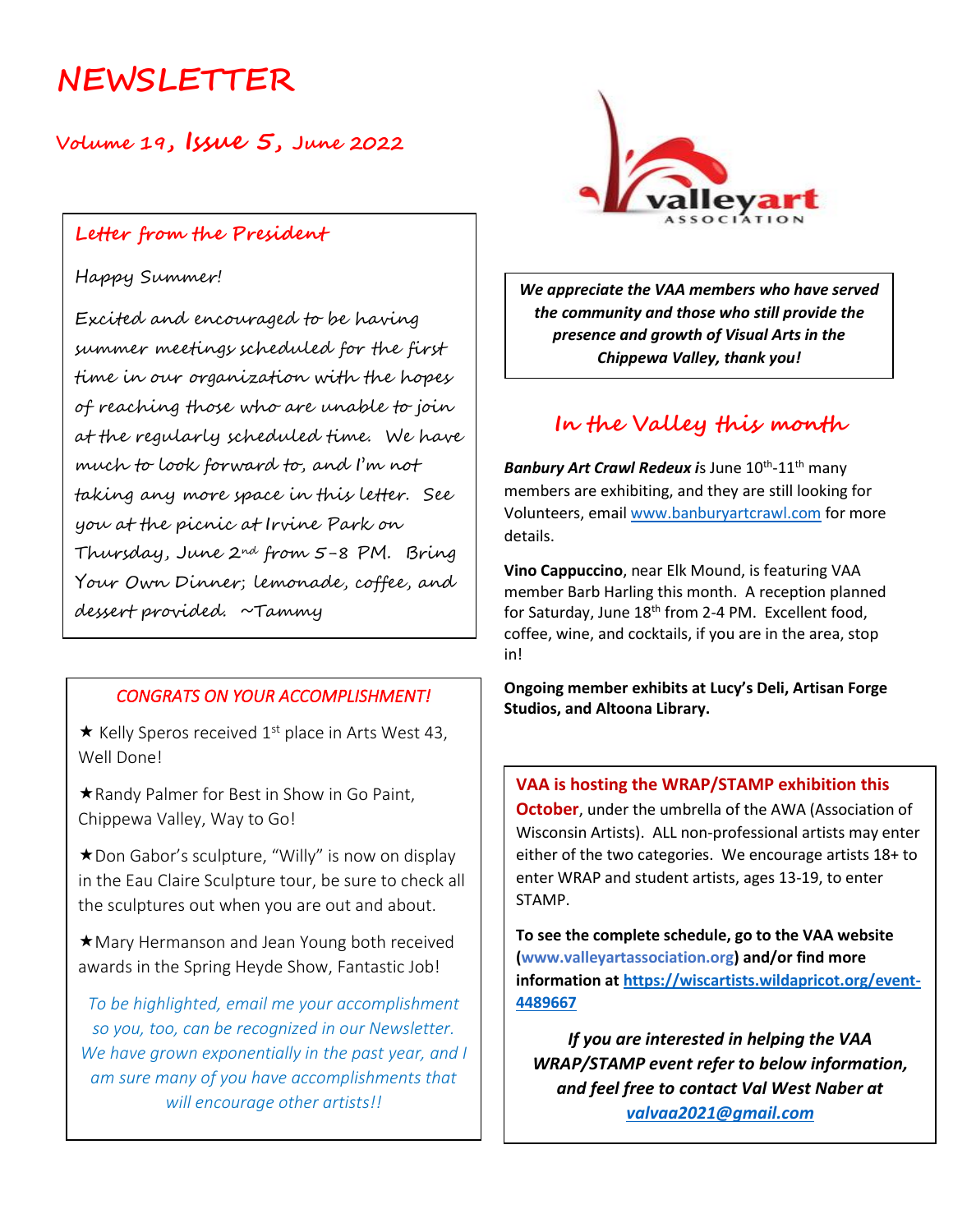# NEWSLETTER

## Volume 19, Issue 5, June 2022

### Letter from the President

Happy Summer!

Excited and encouraged to be having summer meetings scheduled for the first time in our organization with the hopes of reaching those who are unable to join at the regularly scheduled time. We have much to look forward to, and I'm not taking any more space in this letter. See you at the picnic at Irvine Park on Thursday, June 2nd from 5-8 PM. Bring Your Own Dinner; lemonade, coffee, and dessert provided. ~Tammy

### CONGRATS ON YOUR ACCOMPLISHMENT!

★ Kelly Speros received 1st place in Arts West 43, Well Done!

★Randy Palmer for Best in Show in Go Paint, Chippewa Valley, Way to Go!

★Don Gabor's sculpture, "Willy" is now on display in the Eau Claire Sculpture tour, be sure to check all the sculptures out when you are out and about.

★Mary Hermanson and Jean Young both received awards in the Spring Heyde Show, Fantastic Job!

*To be highlighted, email me your accomplishment so you, too, can be recognized in our Newsletter. We have grown exponentially in the past year, and I am sure many of you have accomplishments that will encourage other artists!!*

valleyart ASSOCIATION

***We appreciate the VAA members who have served the community and those who still provide the presence and growth of Visual Arts in the Chippewa Valley, thank you!***

## In the Valley this month

***Banbury Art Crawl Redeux*** is June 10th-11th many members are exhibiting, and they are still looking for Volunteers, email www.banburyartcrawl.com for more details.

**Vino Cappuccino**, near Elk Mound, is featuring VAA member Barb Harling this month. A reception planned for Saturday, June 18th from 2-4 PM. Excellent food, coffee, wine, and cocktails, if you are in the area, stop in!

**Ongoing member exhibits at Lucy's Deli, Artisan Forge Studios, and Altoona Library.**

**VAA is hosting the WRAP/STAMP exhibition this October**, under the umbrella of the AWA (Association of Wisconsin Artists). ALL non-professional artists may enter either of the two categories. We encourage artists 18+ to enter WRAP and student artists, ages 13-19, to enter STAMP.

**To see the complete schedule, go to the VAA website (www.valleyartassociation.org) and/or find more information at https://wiscartists.wildapricot.org/event-4489667**

***If you are interested in helping the VAA WRAP/STAMP event refer to below information, and feel free to contact Val West Naber at valvaa2021@gmail.com***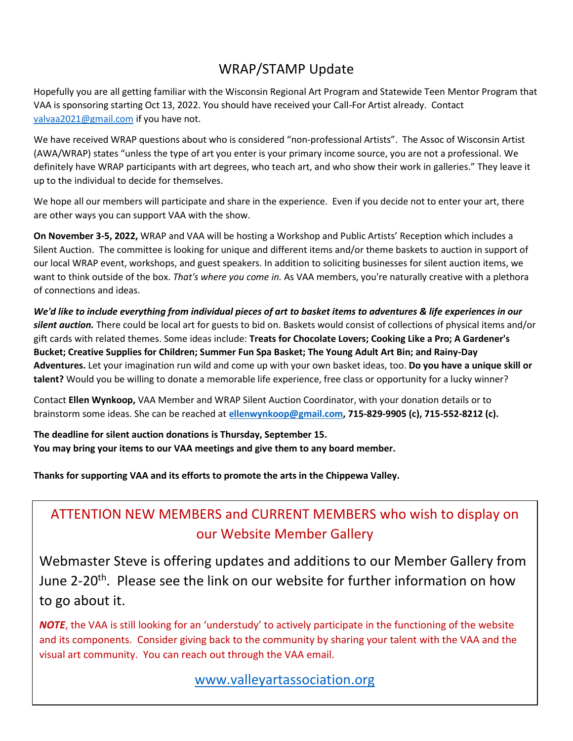# WRAP/STAMP Update

Hopefully you are all getting familiar with the Wisconsin Regional Art Program and Statewide Teen Mentor Program that VAA is sponsoring starting Oct 13, 2022. You should have received your Call-For Artist already. Contact valvaa2021@gmail.com if you have not.

We have received WRAP questions about who is considered "non-professional Artists". The Assoc of Wisconsin Artist (AWA/WRAP) states "unless the type of art you enter is your primary income source, you are not a professional. We definitely have WRAP participants with art degrees, who teach art, and who show their work in galleries." They leave it up to the individual to decide for themselves.

We hope all our members will participate and share in the experience. Even if you decide not to enter your art, there are other ways you can support VAA with the show.

**On November 3-5, 2022,** WRAP and VAA will be hosting a Workshop and Public Artists' Reception which includes a Silent Auction. The committee is looking for unique and different items and/or theme baskets to auction in support of our local WRAP event, workshops, and guest speakers. In addition to soliciting businesses for silent auction items, we want to think outside of the box. *That's where you come in.* As VAA members, you're naturally creative with a plethora of connections and ideas.

***We'd like to include everything from individual pieces of art to basket items to adventures & life experiences in our silent auction.*** There could be local art for guests to bid on. Baskets would consist of collections of physical items and/or gift cards with related themes. Some ideas include: **Treats for Chocolate Lovers; Cooking Like a Pro; A Gardener's Bucket; Creative Supplies for Children; Summer Fun Spa Basket; The Young Adult Art Bin; and Rainy-Day Adventures.** Let your imagination run wild and come up with your own basket ideas, too. **Do you have a unique skill or talent?** Would you be willing to donate a memorable life experience, free class or opportunity for a lucky winner?

Contact **Ellen Wynkoop,** VAA Member and WRAP Silent Auction Coordinator, with your donation details or to brainstorm some ideas. She can be reached at **ellenwynkoop@gmail.com, 715-829-9905 (c), 715-552-8212 (c).**

**The deadline for silent auction donations is Thursday, September 15.**
**You may bring your items to our VAA meetings and give them to any board member.**

**Thanks for supporting VAA and its efforts to promote the arts in the Chippewa Valley.**

## ATTENTION NEW MEMBERS and CURRENT MEMBERS who wish to display on our Website Member Gallery

Webmaster Steve is offering updates and additions to our Member Gallery from June 2-20th. Please see the link on our website for further information on how to go about it.

***NOTE***, the VAA is still looking for an 'understudy' to actively participate in the functioning of the website and its components. Consider giving back to the community by sharing your talent with the VAA and the visual art community. You can reach out through the VAA email.

www.valleyartassociation.org